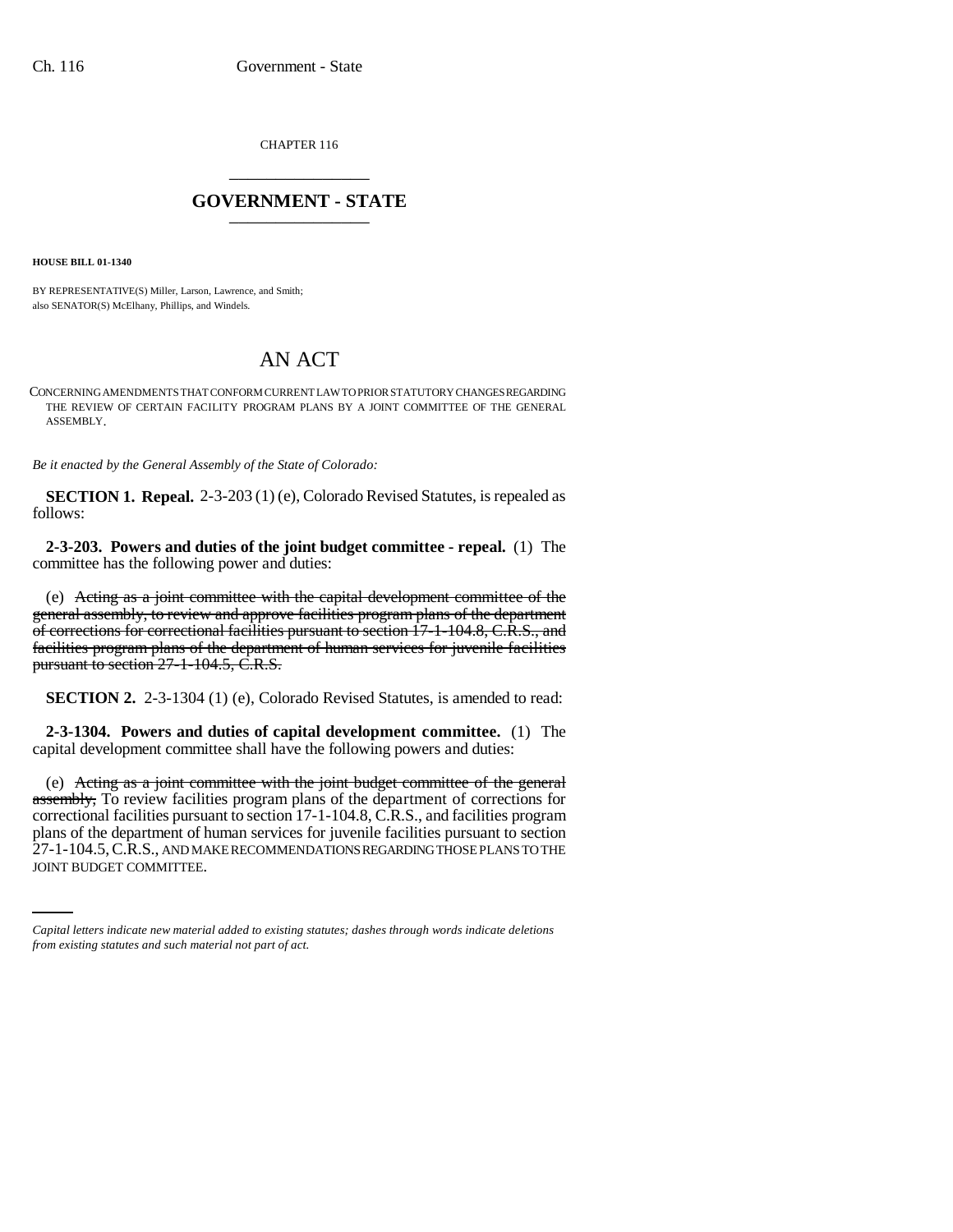CHAPTER 116

# GOVERNMENT - STATE

**HOUSE BILL 01-1340**

BY REPRESENTATIVE(S) Miller, Larson, Lawrence, and Smith;
also SENATOR(S) McElhany, Phillips, and Windels.

# AN ACT

CONCERNING AMENDMENTS THAT CONFORM CURRENT LAW TO PRIOR STATUTORY CHANGES REGARDING THE REVIEW OF CERTAIN FACILITY PROGRAM PLANS BY A JOINT COMMITTEE OF THE GENERAL ASSEMBLY.

*Be it enacted by the General Assembly of the State of Colorado:*

**SECTION 1. Repeal.** 2-3-203 (1) (e), Colorado Revised Statutes, is repealed as follows:

**2-3-203. Powers and duties of the joint budget committee - repeal.** (1) The committee has the following power and duties:

(e) ~~Acting as a joint committee with the capital development committee of the general assembly, to review and approve facilities program plans of the department of corrections for correctional facilities pursuant to section 17-1-104.8, C.R.S., and facilities program plans of the department of human services for juvenile facilities pursuant to section 27-1-104.5, C.R.S.~~

**SECTION 2.** 2-3-1304 (1) (e), Colorado Revised Statutes, is amended to read:

**2-3-1304. Powers and duties of capital development committee.** (1) The capital development committee shall have the following powers and duties:

(e) ~~Acting as a joint committee with the joint budget committee of the general assembly,~~ To review facilities program plans of the department of corrections for correctional facilities pursuant to section 17-1-104.8, C.R.S., and facilities program plans of the department of human services for juvenile facilities pursuant to section 27-1-104.5, C.R.S., AND MAKE RECOMMENDATIONS REGARDING THOSE PLANS TO THE JOINT BUDGET COMMITTEE.

*Capital letters indicate new material added to existing statutes; dashes through words indicate deletions from existing statutes and such material not part of act.*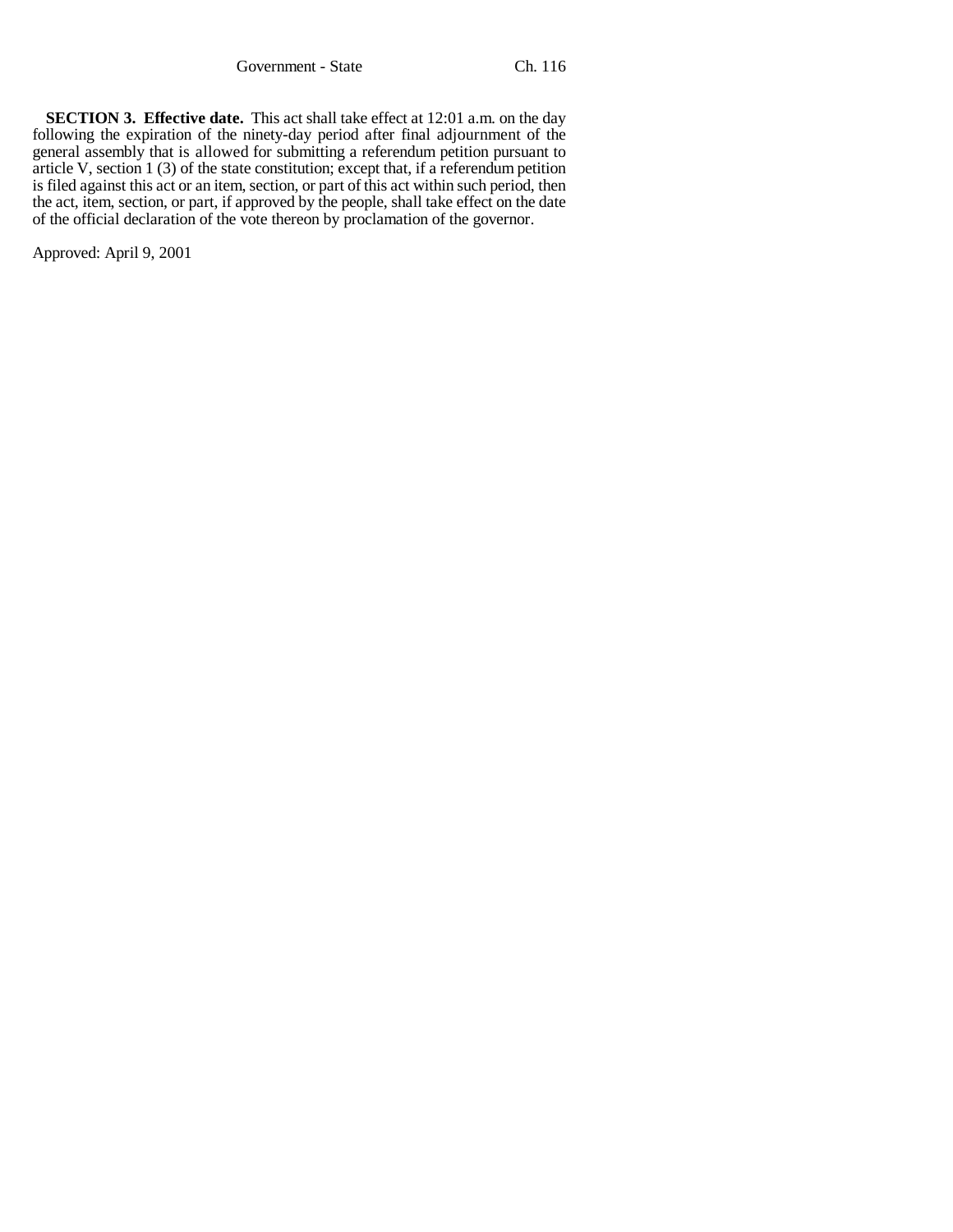**SECTION 3. Effective date.** This act shall take effect at 12:01 a.m. on the day following the expiration of the ninety-day period after final adjournment of the general assembly that is allowed for submitting a referendum petition pursuant to article V, section 1 (3) of the state constitution; except that, if a referendum petition is filed against this act or an item, section, or part of this act within such period, then the act, item, section, or part, if approved by the people, shall take effect on the date of the official declaration of the vote thereon by proclamation of the governor.

Approved: April 9, 2001